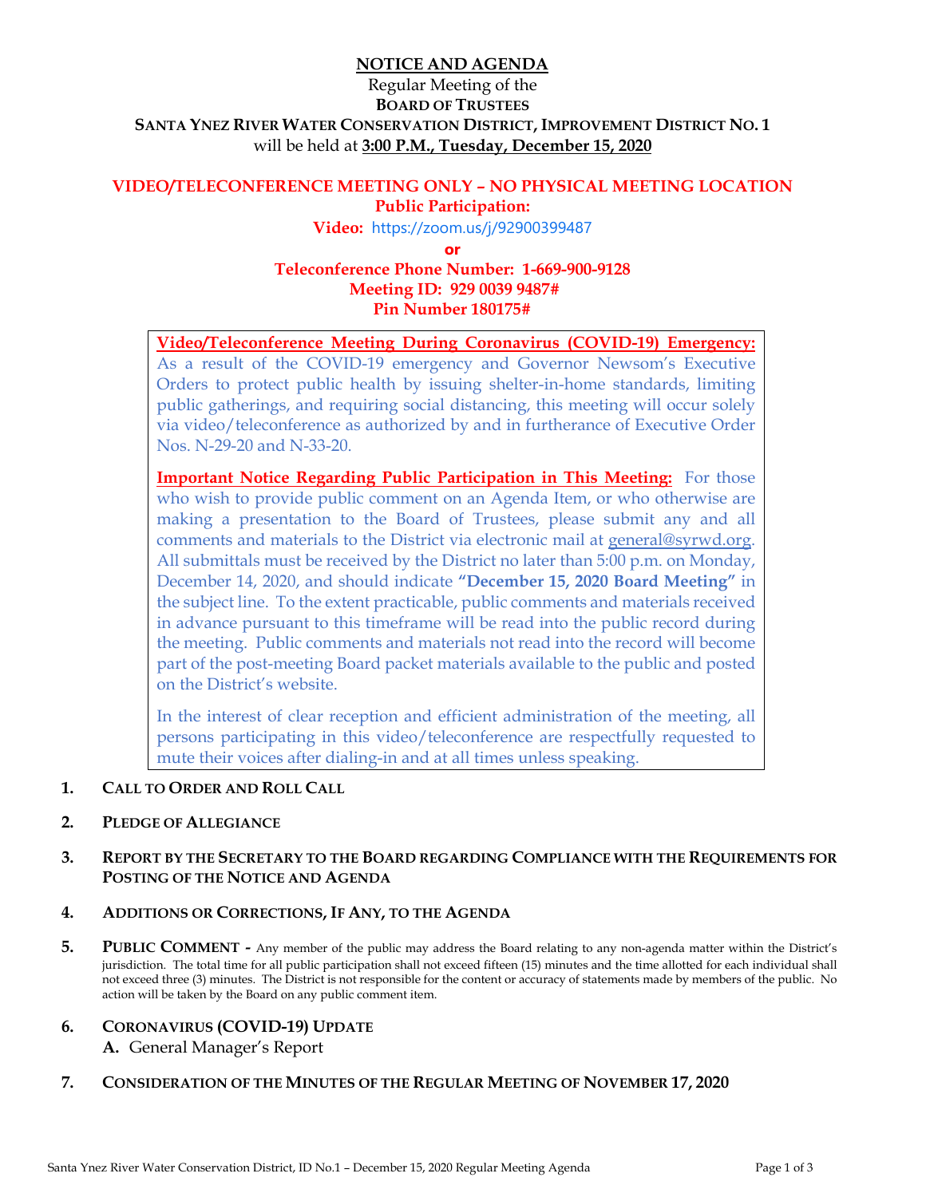# NOTICE AND AGENDA

Regular Meeting of the
**BOARD OF TRUSTEES**
**SANTA YNEZ RIVER WATER CONSERVATION DISTRICT, IMPROVEMENT DISTRICT NO. 1**
will be held at **3:00 P.M., Tuesday, December 15, 2020**

## VIDEO/TELECONFERENCE MEETING ONLY – NO PHYSICAL MEETING LOCATION

**Public Participation:**

**Video:** https://zoom.us/j/92900399487

**or**

**Teleconference Phone Number: 1-669-900-9128**
**Meeting ID: 929 0039 9487#**
**Pin Number 180175#**

**Video/Teleconference Meeting During Coronavirus (COVID-19) Emergency:** As a result of the COVID-19 emergency and Governor Newsom's Executive Orders to protect public health by issuing shelter-in-home standards, limiting public gatherings, and requiring social distancing, this meeting will occur solely via video/teleconference as authorized by and in furtherance of Executive Order Nos. N-29-20 and N-33-20.

**Important Notice Regarding Public Participation in This Meeting:** For those who wish to provide public comment on an Agenda Item, or who otherwise are making a presentation to the Board of Trustees, please submit any and all comments and materials to the District via electronic mail at general@syrwd.org. All submittals must be received by the District no later than 5:00 p.m. on Monday, December 14, 2020, and should indicate **"December 15, 2020 Board Meeting"** in the subject line. To the extent practicable, public comments and materials received in advance pursuant to this timeframe will be read into the public record during the meeting. Public comments and materials not read into the record will become part of the post-meeting Board packet materials available to the public and posted on the District's website.

In the interest of clear reception and efficient administration of the meeting, all persons participating in this video/teleconference are respectfully requested to mute their voices after dialing-in and at all times unless speaking.

1. **CALL TO ORDER AND ROLL CALL**

2. **PLEDGE OF ALLEGIANCE**

3. **REPORT BY THE SECRETARY TO THE BOARD REGARDING COMPLIANCE WITH THE REQUIREMENTS FOR POSTING OF THE NOTICE AND AGENDA**

4. **ADDITIONS OR CORRECTIONS, IF ANY, TO THE AGENDA**

5. **PUBLIC COMMENT -** Any member of the public may address the Board relating to any non-agenda matter within the District's jurisdiction. The total time for all public participation shall not exceed fifteen (15) minutes and the time allotted for each individual shall not exceed three (3) minutes. The District is not responsible for the content or accuracy of statements made by members of the public. No action will be taken by the Board on any public comment item.

6. **CORONAVIRUS (COVID-19) UPDATE**
   **A.** General Manager's Report

7. **CONSIDERATION OF THE MINUTES OF THE REGULAR MEETING OF NOVEMBER 17, 2020**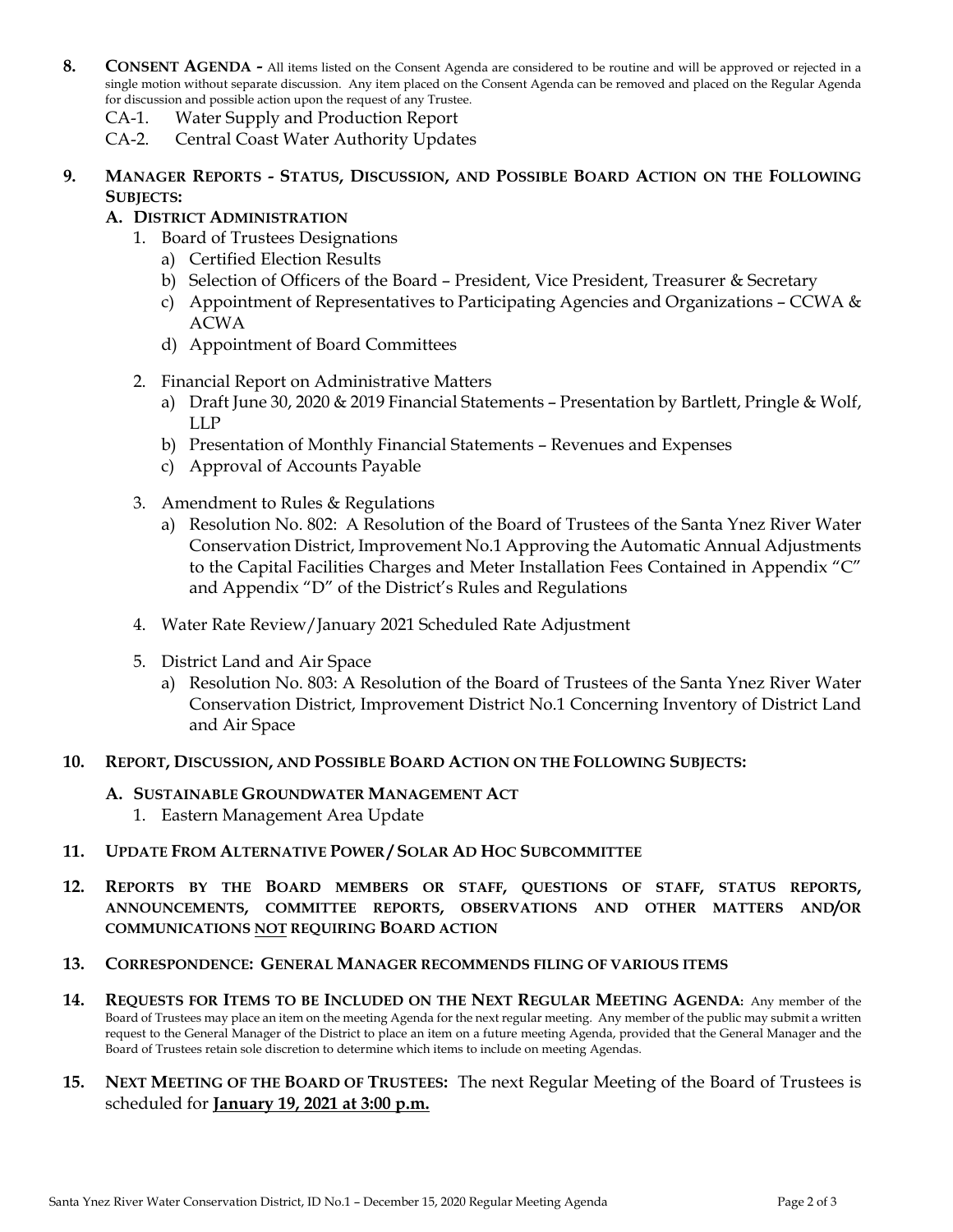**8. CONSENT AGENDA -** All items listed on the Consent Agenda are considered to be routine and will be approved or rejected in a single motion without separate discussion. Any item placed on the Consent Agenda can be removed and placed on the Regular Agenda for discussion and possible action upon the request of any Trustee.

CA-1. Water Supply and Production Report

CA-2. Central Coast Water Authority Updates

**9. MANAGER REPORTS - STATUS, DISCUSSION, AND POSSIBLE BOARD ACTION ON THE FOLLOWING SUBJECTS:**

**A. DISTRICT ADMINISTRATION**

1. Board of Trustees Designations
   a) Certified Election Results
   b) Selection of Officers of the Board – President, Vice President, Treasurer & Secretary
   c) Appointment of Representatives to Participating Agencies and Organizations – CCWA & ACWA
   d) Appointment of Board Committees

2. Financial Report on Administrative Matters
   a) Draft June 30, 2020 & 2019 Financial Statements – Presentation by Bartlett, Pringle & Wolf, LLP
   b) Presentation of Monthly Financial Statements – Revenues and Expenses
   c) Approval of Accounts Payable

3. Amendment to Rules & Regulations
   a) Resolution No. 802: A Resolution of the Board of Trustees of the Santa Ynez River Water Conservation District, Improvement No.1 Approving the Automatic Annual Adjustments to the Capital Facilities Charges and Meter Installation Fees Contained in Appendix "C" and Appendix "D" of the District's Rules and Regulations

4. Water Rate Review/January 2021 Scheduled Rate Adjustment

5. District Land and Air Space
   a) Resolution No. 803: A Resolution of the Board of Trustees of the Santa Ynez River Water Conservation District, Improvement District No.1 Concerning Inventory of District Land and Air Space

**10. REPORT, DISCUSSION, AND POSSIBLE BOARD ACTION ON THE FOLLOWING SUBJECTS:**

**A. SUSTAINABLE GROUNDWATER MANAGEMENT ACT**

1. Eastern Management Area Update

**11. UPDATE FROM ALTERNATIVE POWER / SOLAR AD HOC SUBCOMMITTEE**

**12. REPORTS BY THE BOARD MEMBERS OR STAFF, QUESTIONS OF STAFF, STATUS REPORTS, ANNOUNCEMENTS, COMMITTEE REPORTS, OBSERVATIONS AND OTHER MATTERS AND/OR COMMUNICATIONS NOT REQUIRING BOARD ACTION**

**13. CORRESPONDENCE: GENERAL MANAGER RECOMMENDS FILING OF VARIOUS ITEMS**

**14. REQUESTS FOR ITEMS TO BE INCLUDED ON THE NEXT REGULAR MEETING AGENDA:** Any member of the Board of Trustees may place an item on the meeting Agenda for the next regular meeting. Any member of the public may submit a written request to the General Manager of the District to place an item on a future meeting Agenda, provided that the General Manager and the Board of Trustees retain sole discretion to determine which items to include on meeting Agendas.

**15. NEXT MEETING OF THE BOARD OF TRUSTEES:** The next Regular Meeting of the Board of Trustees is scheduled for **January 19, 2021 at 3:00 p.m.**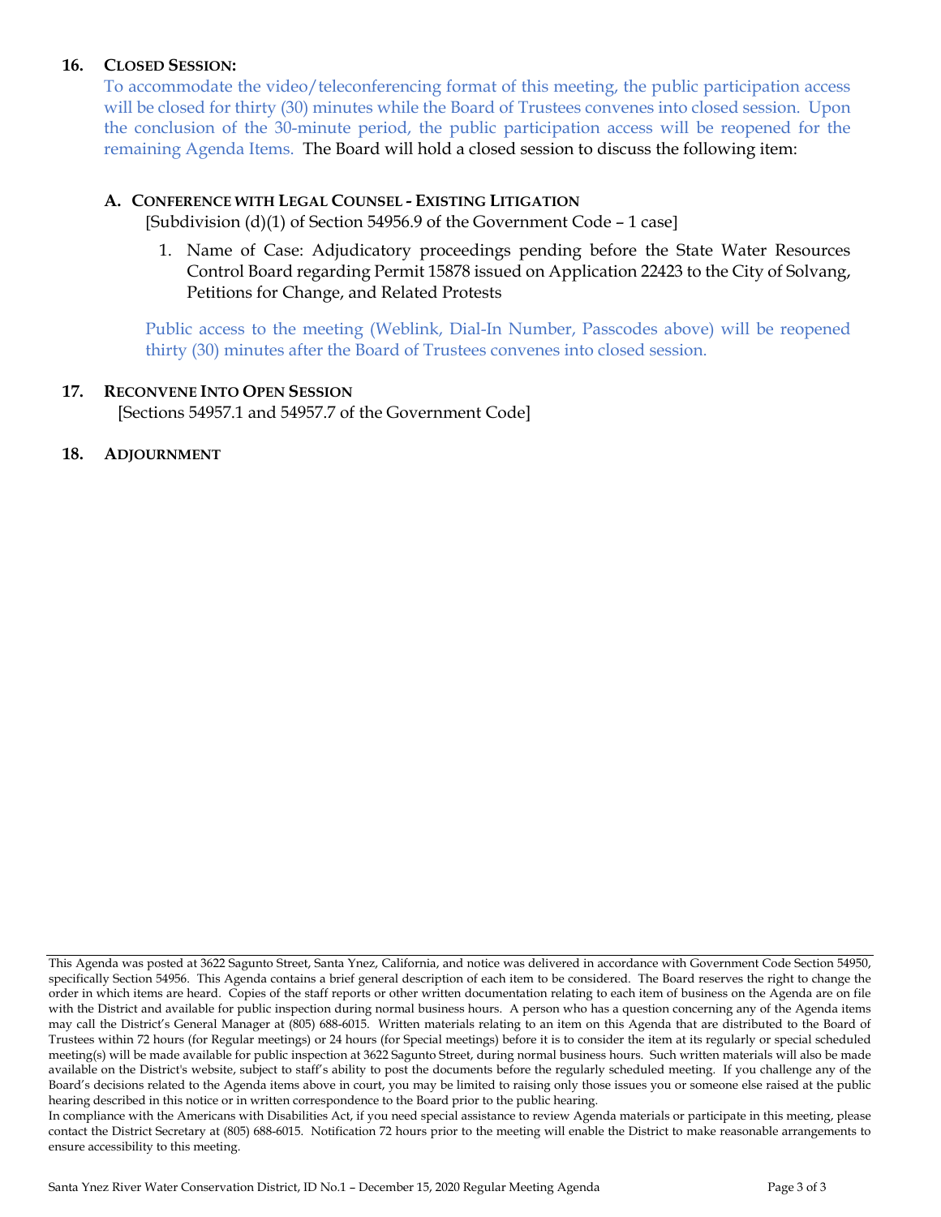**16. CLOSED SESSION:**

To accommodate the video/teleconferencing format of this meeting, the public participation access will be closed for thirty (30) minutes while the Board of Trustees convenes into closed session. Upon the conclusion of the 30-minute period, the public participation access will be reopened for the remaining Agenda Items. The Board will hold a closed session to discuss the following item:

**A. CONFERENCE WITH LEGAL COUNSEL - EXISTING LITIGATION**

[Subdivision (d)(1) of Section 54956.9 of the Government Code – 1 case]

1. Name of Case: Adjudicatory proceedings pending before the State Water Resources Control Board regarding Permit 15878 issued on Application 22423 to the City of Solvang, Petitions for Change, and Related Protests

Public access to the meeting (Weblink, Dial-In Number, Passcodes above) will be reopened thirty (30) minutes after the Board of Trustees convenes into closed session.

**17. RECONVENE INTO OPEN SESSION**

[Sections 54957.1 and 54957.7 of the Government Code]

**18. ADJOURNMENT**

---

This Agenda was posted at 3622 Sagunto Street, Santa Ynez, California, and notice was delivered in accordance with Government Code Section 54950, specifically Section 54956. This Agenda contains a brief general description of each item to be considered. The Board reserves the right to change the order in which items are heard. Copies of the staff reports or other written documentation relating to each item of business on the Agenda are on file with the District and available for public inspection during normal business hours. A person who has a question concerning any of the Agenda items may call the District's General Manager at (805) 688-6015. Written materials relating to an item on this Agenda that are distributed to the Board of Trustees within 72 hours (for Regular meetings) or 24 hours (for Special meetings) before it is to consider the item at its regularly or special scheduled meeting(s) will be made available for public inspection at 3622 Sagunto Street, during normal business hours. Such written materials will also be made available on the District's website, subject to staff's ability to post the documents before the regularly scheduled meeting. If you challenge any of the Board's decisions related to the Agenda items above in court, you may be limited to raising only those issues you or someone else raised at the public hearing described in this notice or in written correspondence to the Board prior to the public hearing.

In compliance with the Americans with Disabilities Act, if you need special assistance to review Agenda materials or participate in this meeting, please contact the District Secretary at (805) 688-6015. Notification 72 hours prior to the meeting will enable the District to make reasonable arrangements to ensure accessibility to this meeting.